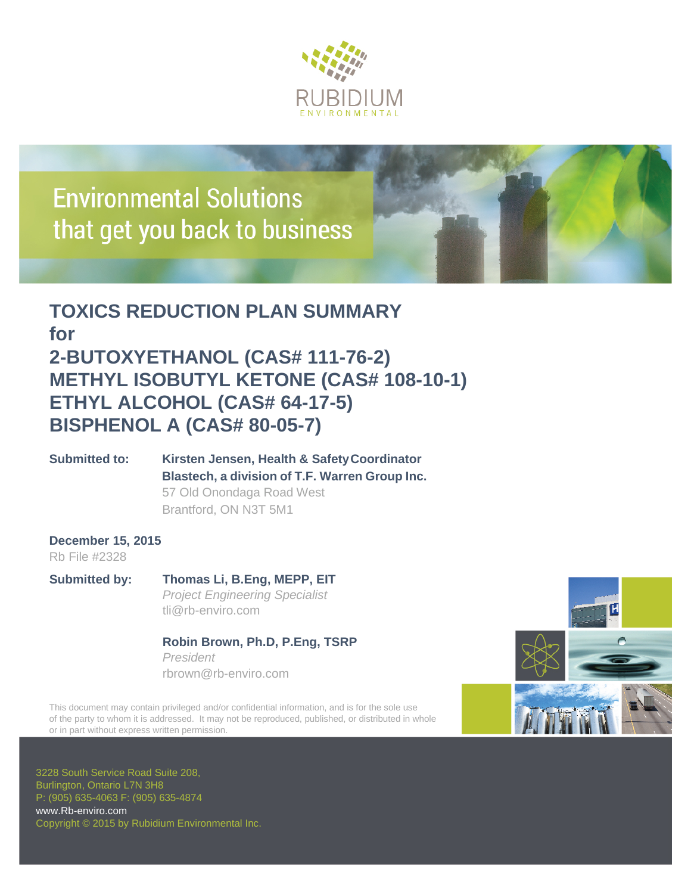RUBIDIUM

ENVIRONMENTAL

Environmental Solutions that get you back to business

# TOXICS REDUCTION PLAN SUMMARY for 2-BUTOXYETHANOL (CAS# 111-76-2) METHYL ISOBUTYL KETONE (CAS# 108-10-1) ETHYL ALCOHOL (CAS# 64-17-5) BISPHENOL A (CAS# 80-05-7)

**Submitted to:** **Kirsten Jensen, Health & Safety Coordinator**
**Blastech, a division of T.F. Warren Group Inc.**
57 Old Onondaga Road West
Brantford, ON N3T 5M1

**December 15, 2015**
Rb File #2328

**Submitted by:** **Thomas Li, B.Eng, MEPP, EIT**
*Project Engineering Specialist*
tli@rb-enviro.com

**Robin Brown, Ph.D, P.Eng, TSRP**
*President*
rbrown@rb-enviro.com

This document may contain privileged and/or confidential information, and is for the sole use of the party to whom it is addressed. It may not be reproduced, published, or distributed in whole or in part without express written permission.

3228 South Service Road Suite 208,
Burlington, Ontario L7N 3H8
P: (905) 635-4063 F: (905) 635-4874
www.Rb-enviro.com
Copyright © 2015 by Rubidium Environmental Inc.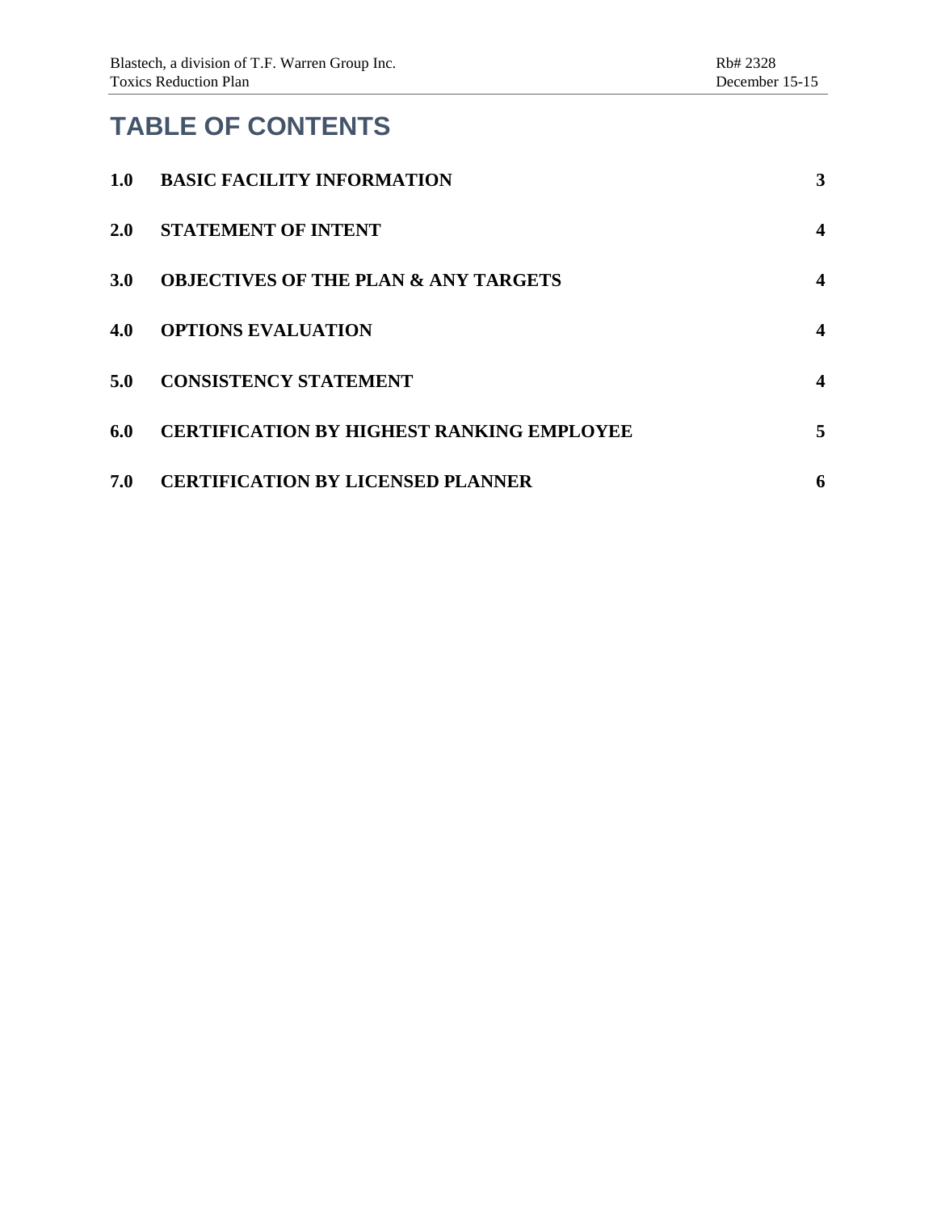# TABLE OF CONTENTS

| | | |
|---|---|---|
| **1.0** | **BASIC FACILITY INFORMATION** | **3** |
| **2.0** | **STATEMENT OF INTENT** | **4** |
| **3.0** | **OBJECTIVES OF THE PLAN & ANY TARGETS** | **4** |
| **4.0** | **OPTIONS EVALUATION** | **4** |
| **5.0** | **CONSISTENCY STATEMENT** | **4** |
| **6.0** | **CERTIFICATION BY HIGHEST RANKING EMPLOYEE** | **5** |
| **7.0** | **CERTIFICATION BY LICENSED PLANNER** | **6** |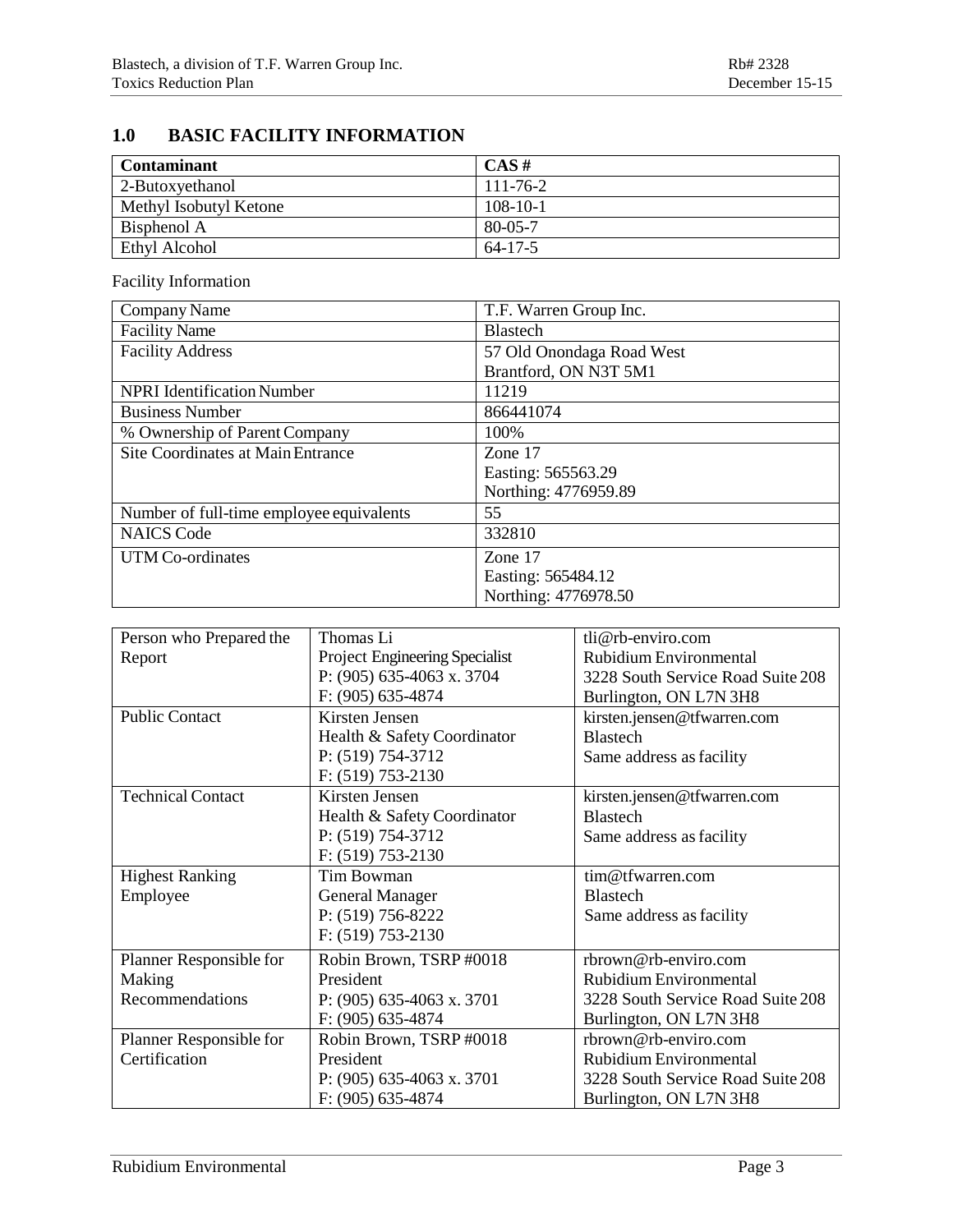## 1.0 BASIC FACILITY INFORMATION

| Contaminant | CAS # |
|---|---|
| 2-Butoxyethanol | 111-76-2 |
| Methyl Isobutyl Ketone | 108-10-1 |
| Bisphenol A | 80-05-7 |
| Ethyl Alcohol | 64-17-5 |

Facility Information

| | |
|---|---|
| Company Name | T.F. Warren Group Inc. |
| Facility Name | Blastech |
| Facility Address | 57 Old Onondaga Road West<br>Brantford, ON N3T 5M1 |
| NPRI Identification Number | 11219 |
| Business Number | 866441074 |
| % Ownership of Parent Company | 100% |
| Site Coordinates at Main Entrance | Zone 17<br>Easting: 565563.29<br>Northing: 4776959.89 |
| Number of full-time employee equivalents | 55 |
| NAICS Code | 332810 |
| UTM Co-ordinates | Zone 17<br>Easting: 565484.12<br>Northing: 4776978.50 |

| | | |
|---|---|---|
| Person who Prepared the Report | Thomas Li<br>Project Engineering Specialist<br>P: (905) 635-4063 x. 3704<br>F: (905) 635-4874 | tli@rb-enviro.com<br>Rubidium Environmental<br>3228 South Service Road Suite 208<br>Burlington, ON L7N 3H8 |
| Public Contact | Kirsten Jensen<br>Health & Safety Coordinator<br>P: (519) 754-3712<br>F: (519) 753-2130 | kirsten.jensen@tfwarren.com<br>Blastech<br>Same address as facility |
| Technical Contact | Kirsten Jensen<br>Health & Safety Coordinator<br>P: (519) 754-3712<br>F: (519) 753-2130 | kirsten.jensen@tfwarren.com<br>Blastech<br>Same address as facility |
| Highest Ranking Employee | Tim Bowman<br>General Manager<br>P: (519) 756-8222<br>F: (519) 753-2130 | tim@tfwarren.com<br>Blastech<br>Same address as facility |
| Planner Responsible for Making Recommendations | Robin Brown, TSRP #0018<br>President<br>P: (905) 635-4063 x. 3701<br>F: (905) 635-4874 | rbrown@rb-enviro.com<br>Rubidium Environmental<br>3228 South Service Road Suite 208<br>Burlington, ON L7N 3H8 |
| Planner Responsible for Certification | Robin Brown, TSRP #0018<br>President<br>P: (905) 635-4063 x. 3701<br>F: (905) 635-4874 | rbrown@rb-enviro.com<br>Rubidium Environmental<br>3228 South Service Road Suite 208<br>Burlington, ON L7N 3H8 |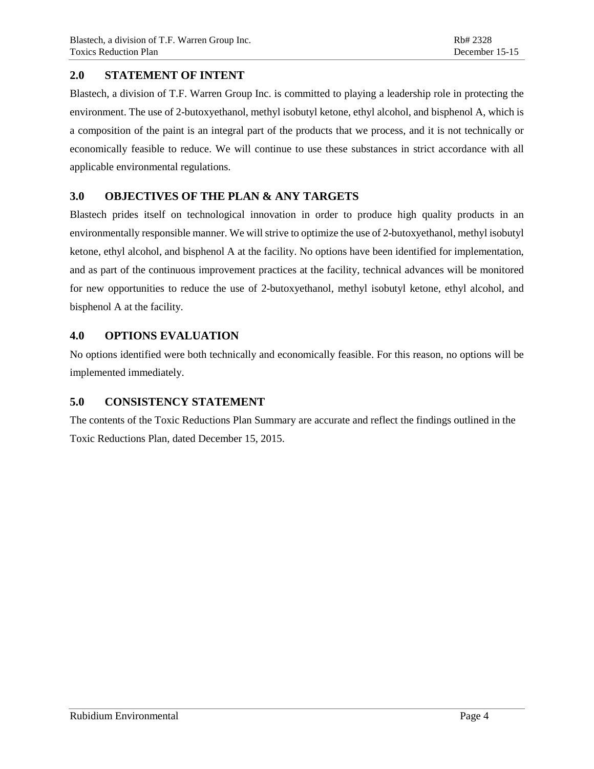## 2.0 STATEMENT OF INTENT

Blastech, a division of T.F. Warren Group Inc. is committed to playing a leadership role in protecting the environment. The use of 2-butoxyethanol, methyl isobutyl ketone, ethyl alcohol, and bisphenol A, which is a composition of the paint is an integral part of the products that we process, and it is not technically or economically feasible to reduce. We will continue to use these substances in strict accordance with all applicable environmental regulations.

## 3.0 OBJECTIVES OF THE PLAN & ANY TARGETS

Blastech prides itself on technological innovation in order to produce high quality products in an environmentally responsible manner. We will strive to optimize the use of 2-butoxyethanol, methyl isobutyl ketone, ethyl alcohol, and bisphenol A at the facility. No options have been identified for implementation, and as part of the continuous improvement practices at the facility, technical advances will be monitored for new opportunities to reduce the use of 2-butoxyethanol, methyl isobutyl ketone, ethyl alcohol, and bisphenol A at the facility.

## 4.0 OPTIONS EVALUATION

No options identified were both technically and economically feasible. For this reason, no options will be implemented immediately.

## 5.0 CONSISTENCY STATEMENT

The contents of the Toxic Reductions Plan Summary are accurate and reflect the findings outlined in the Toxic Reductions Plan, dated December 15, 2015.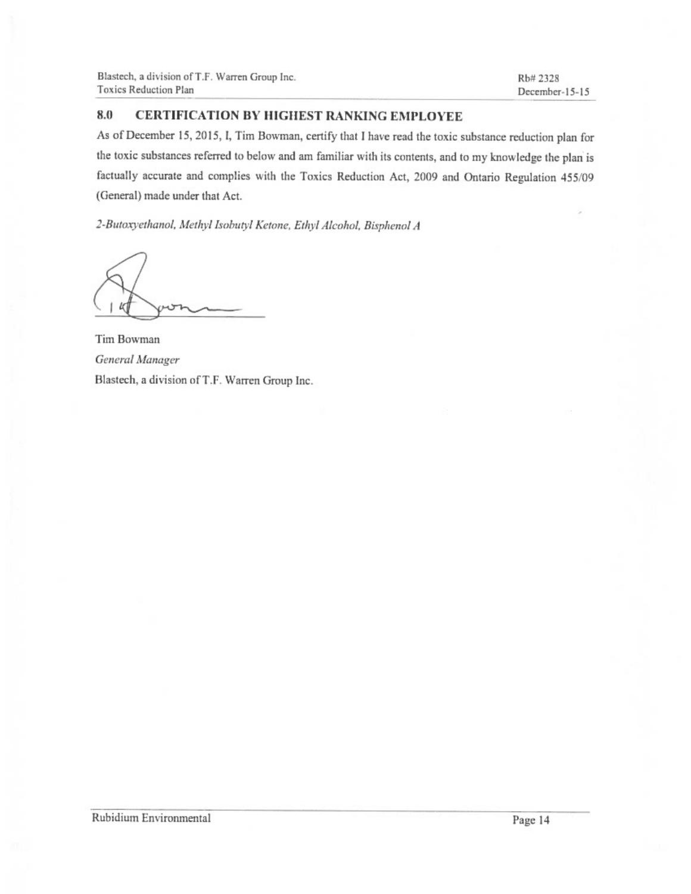## 8.0 CERTIFICATION BY HIGHEST RANKING EMPLOYEE

As of December 15, 2015, I, Tim Bowman, certify that I have read the toxic substance reduction plan for the toxic substances referred to below and am familiar with its contents, and to my knowledge the plan is factually accurate and complies with the Toxics Reduction Act, 2009 and Ontario Regulation 455/09 (General) made under that Act.

*2-Butoxyethanol, Methyl Isobutyl Ketone, Ethyl Alcohol, Bisphenol A*

Tim Bowman
*General Manager*
Blastech, a division of T.F. Warren Group Inc.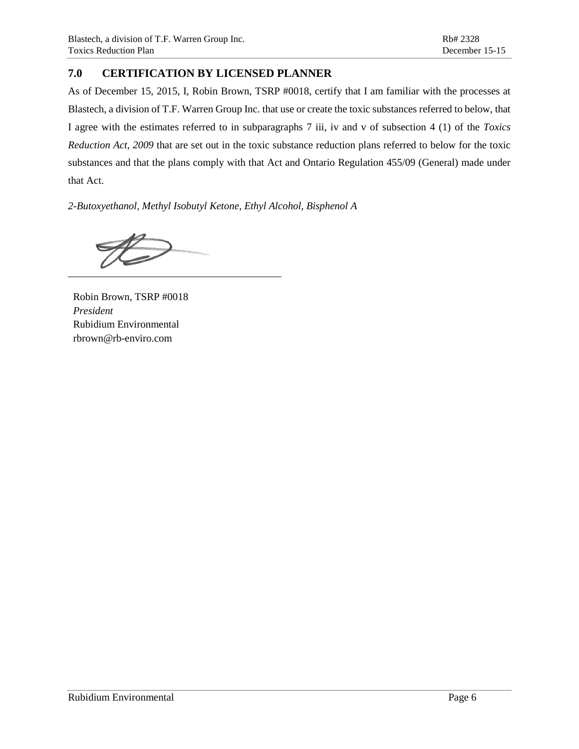## 7.0 CERTIFICATION BY LICENSED PLANNER

As of December 15, 2015, I, Robin Brown, TSRP #0018, certify that I am familiar with the processes at Blastech, a division of T.F. Warren Group Inc. that use or create the toxic substances referred to below, that I agree with the estimates referred to in subparagraphs 7 iii, iv and v of subsection 4 (1) of the *Toxics Reduction Act, 2009* that are set out in the toxic substance reduction plans referred to below for the toxic substances and that the plans comply with that Act and Ontario Regulation 455/09 (General) made under that Act.

*2-Butoxyethanol, Methyl Isobutyl Ketone, Ethyl Alcohol, Bisphenol A*

Robin Brown, TSRP #0018
*President*
Rubidium Environmental
rbrown@rb-enviro.com